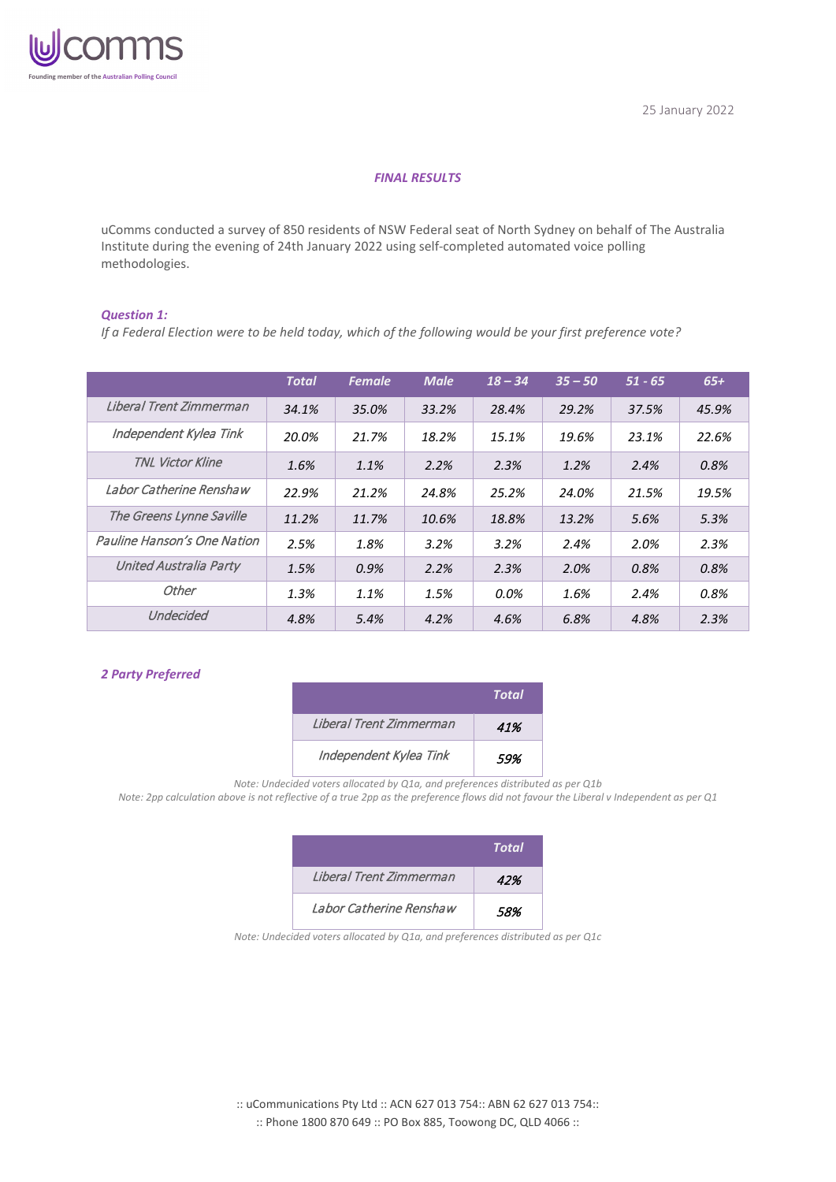uComms

Founding member of the Australian Polling Council

25 January 2022

***FINAL RESULTS***

uComms conducted a survey of 850 residents of NSW Federal seat of North Sydney on behalf of The Australia Institute during the evening of 24th January 2022 using self-completed automated voice polling methodologies.

***Question 1:***

*If a Federal Election were to be held today, which of the following would be your first preference vote?*

| | Total | Female | Male | 18 – 34 | 35 – 50 | 51 - 65 | 65+ |
|---|---|---|---|---|---|---|---|
| Liberal Trent Zimmerman | 34.1% | 35.0% | 33.2% | 28.4% | 29.2% | 37.5% | 45.9% |
| Independent Kylea Tink | 20.0% | 21.7% | 18.2% | 15.1% | 19.6% | 23.1% | 22.6% |
| TNL Victor Kline | 1.6% | 1.1% | 2.2% | 2.3% | 1.2% | 2.4% | 0.8% |
| Labor Catherine Renshaw | 22.9% | 21.2% | 24.8% | 25.2% | 24.0% | 21.5% | 19.5% |
| The Greens Lynne Saville | 11.2% | 11.7% | 10.6% | 18.8% | 13.2% | 5.6% | 5.3% |
| Pauline Hanson's One Nation | 2.5% | 1.8% | 3.2% | 3.2% | 2.4% | 2.0% | 2.3% |
| United Australia Party | 1.5% | 0.9% | 2.2% | 2.3% | 2.0% | 0.8% | 0.8% |
| Other | 1.3% | 1.1% | 1.5% | 0.0% | 1.6% | 2.4% | 0.8% |
| Undecided | 4.8% | 5.4% | 4.2% | 4.6% | 6.8% | 4.8% | 2.3% |

***2 Party Preferred***

| | Total |
|---|---|
| Liberal Trent Zimmerman | 41% |
| Independent Kylea Tink | 59% |

*Note: Undecided voters allocated by Q1a, and preferences distributed as per Q1b*

*Note: 2pp calculation above is not reflective of a true 2pp as the preference flows did not favour the Liberal v Independent as per Q1*

| | Total |
|---|---|
| Liberal Trent Zimmerman | 42% |
| Labor Catherine Renshaw | 58% |

*Note: Undecided voters allocated by Q1a, and preferences distributed as per Q1c*

:: uCommunications Pty Ltd :: ACN 627 013 754:: ABN 62 627 013 754::
:: Phone 1800 870 649 :: PO Box 885, Toowong DC, QLD 4066 ::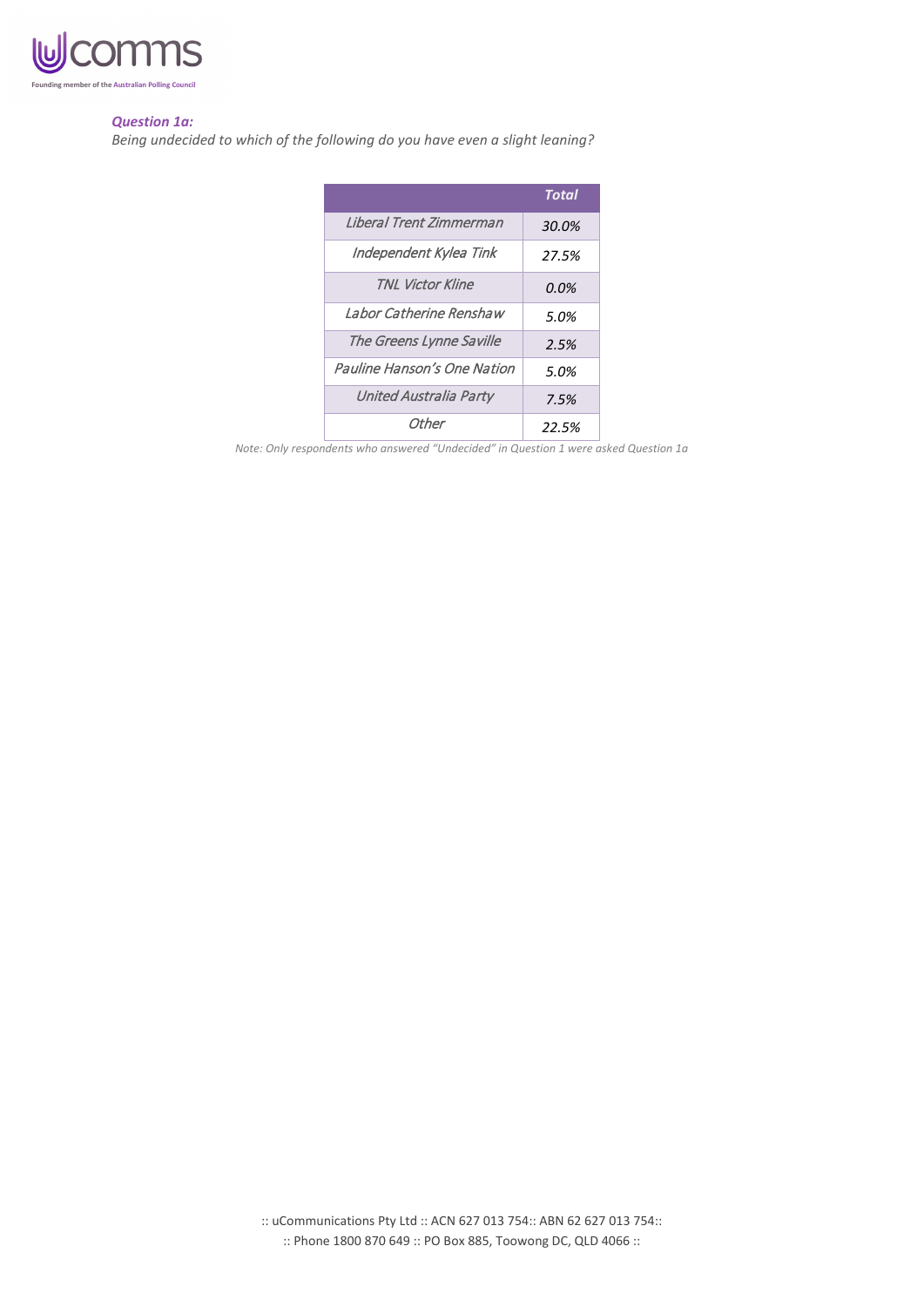***Question 1a:***

*Being undecided to which of the following do you have even a slight leaning?*

| | ***Total*** |
|---|---|
| *Liberal Trent Zimmerman* | *30.0%* |
| *Independent Kylea Tink* | *27.5%* |
| *TNL Victor Kline* | *0.0%* |
| *Labor Catherine Renshaw* | *5.0%* |
| *The Greens Lynne Saville* | *2.5%* |
| *Pauline Hanson's One Nation* | *5.0%* |
| *United Australia Party* | *7.5%* |
| *Other* | *22.5%* |

*Note: Only respondents who answered "Undecided" in Question 1 were asked Question 1a*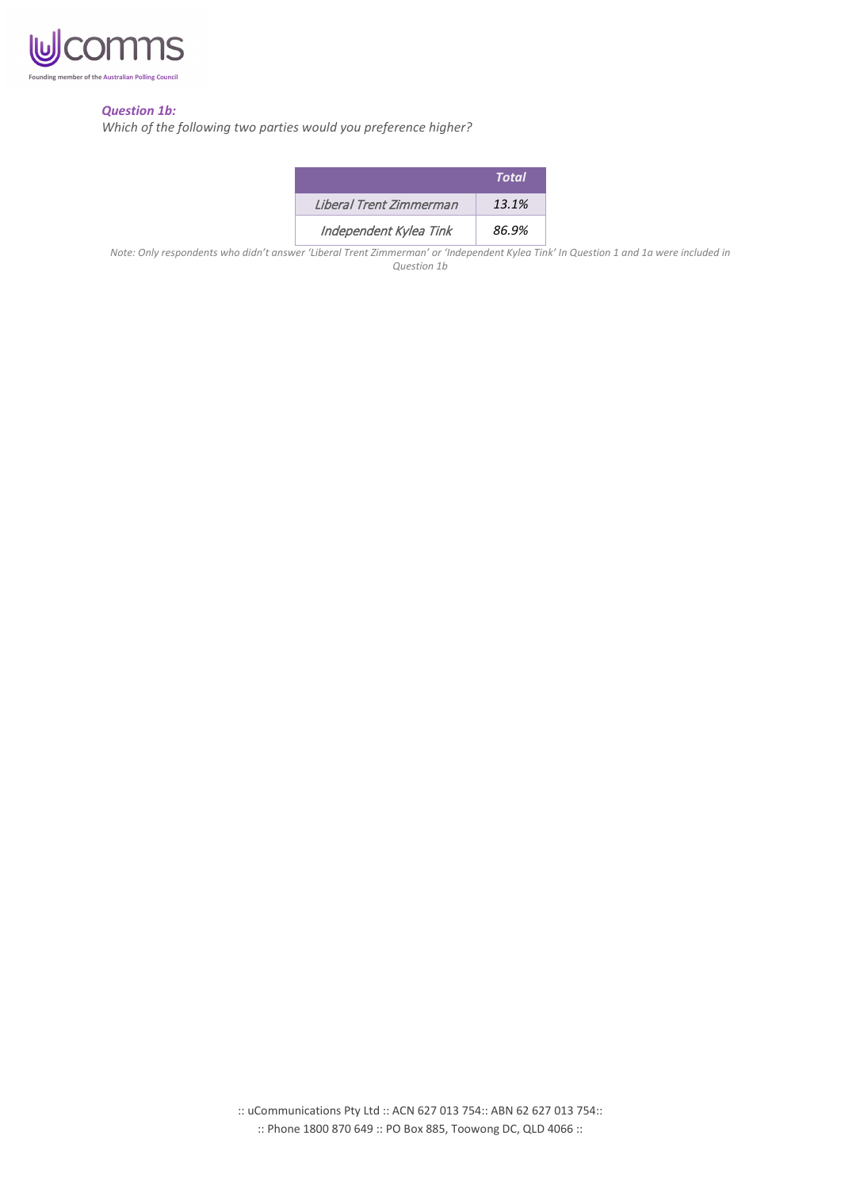***Question 1b:***

*Which of the following two parties would you preference higher?*

| | *Total* |
|---|---|
| *Liberal Trent Zimmerman* | *13.1%* |
| *Independent Kylea Tink* | *86.9%* |

*Note: Only respondents who didn't answer 'Liberal Trent Zimmerman' or 'Independent Kylea Tink' In Question 1 and 1a were included in Question 1b*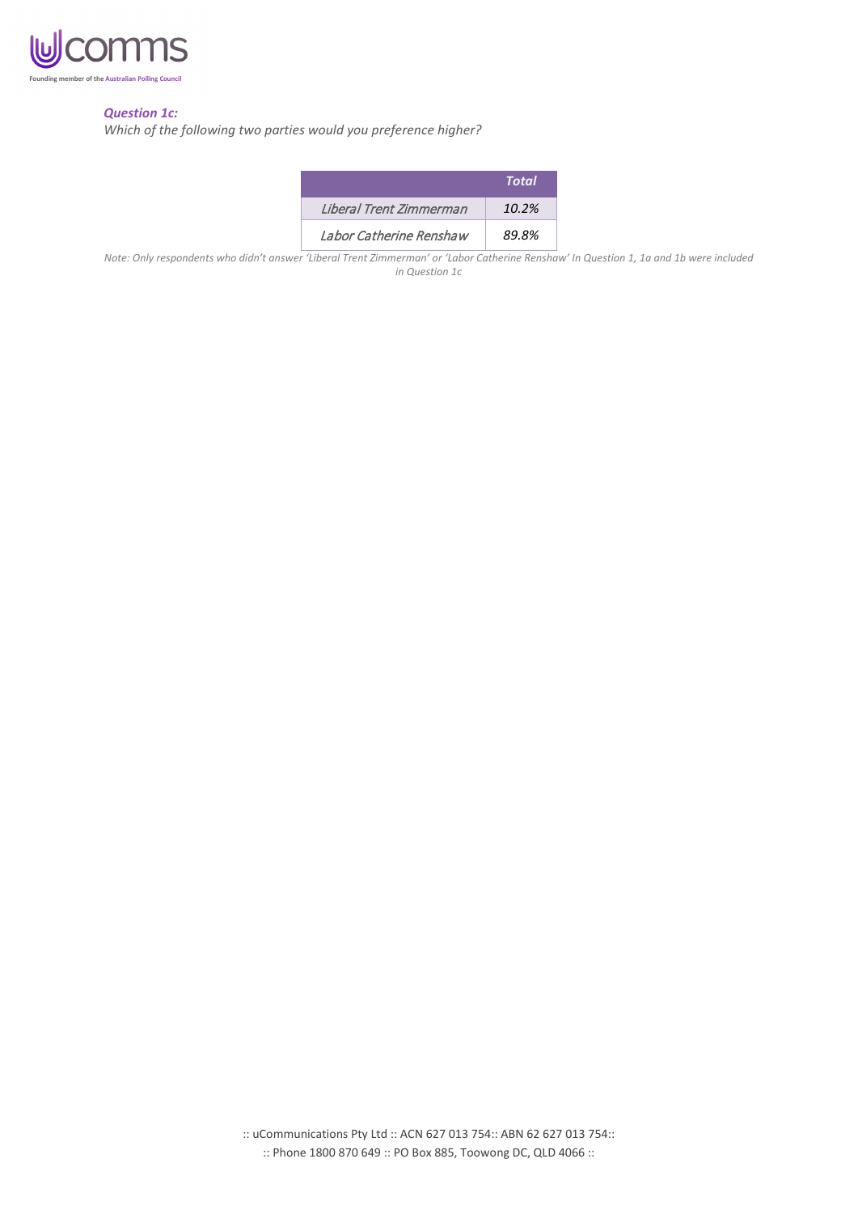***Question 1c:***

*Which of the following two parties would you preference higher?*

| | *Total* |
|---|---|
| *Liberal Trent Zimmerman* | *10.2%* |
| *Labor Catherine Renshaw* | *89.8%* |

*Note: Only respondents who didn't answer 'Liberal Trent Zimmerman' or 'Labor Catherine Renshaw' In Question 1, 1a and 1b were included in Question 1c*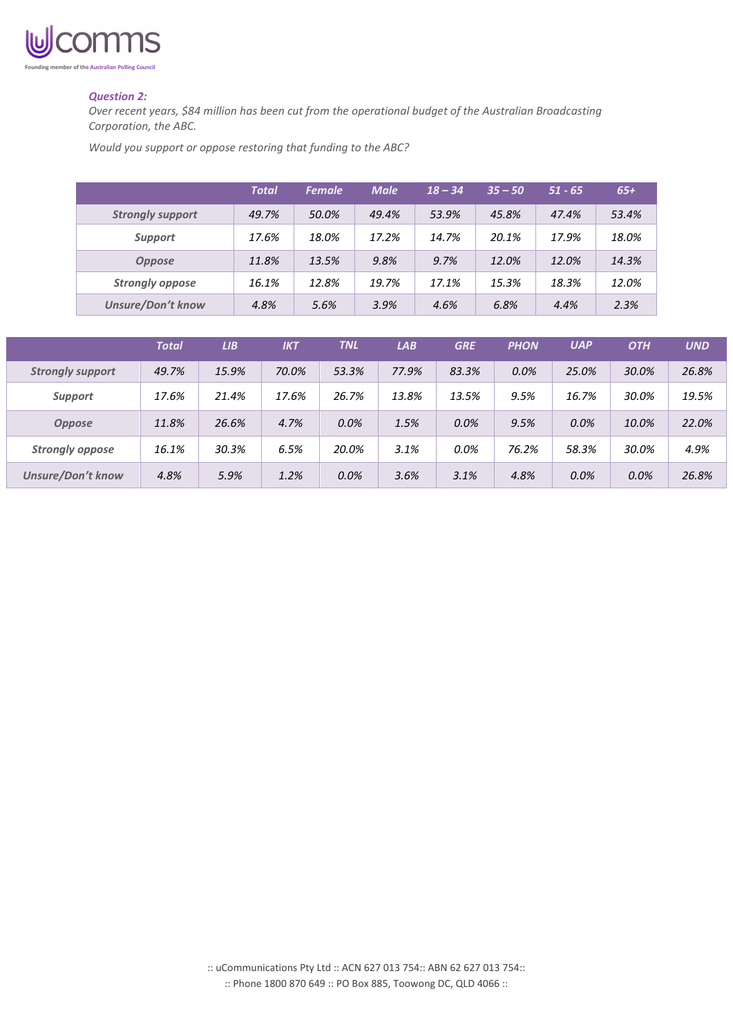***Question 2:***

*Over recent years, $84 million has been cut from the operational budget of the Australian Broadcasting Corporation, the ABC.*

*Would you support or oppose restoring that funding to the ABC?*

| | Total | Female | Male | 18 – 34 | 35 – 50 | 51 - 65 | 65+ |
|---|---|---|---|---|---|---|---|
| **Strongly support** | 49.7% | 50.0% | 49.4% | 53.9% | 45.8% | 47.4% | 53.4% |
| **Support** | 17.6% | 18.0% | 17.2% | 14.7% | 20.1% | 17.9% | 18.0% |
| **Oppose** | 11.8% | 13.5% | 9.8% | 9.7% | 12.0% | 12.0% | 14.3% |
| **Strongly oppose** | 16.1% | 12.8% | 19.7% | 17.1% | 15.3% | 18.3% | 12.0% |
| **Unsure/Don't know** | 4.8% | 5.6% | 3.9% | 4.6% | 6.8% | 4.4% | 2.3% |

| | Total | LIB | IKT | TNL | LAB | GRE | PHON | UAP | OTH | UND |
|---|---|---|---|---|---|---|---|---|---|---|
| **Strongly support** | 49.7% | 15.9% | 70.0% | 53.3% | 77.9% | 83.3% | 0.0% | 25.0% | 30.0% | 26.8% |
| **Support** | 17.6% | 21.4% | 17.6% | 26.7% | 13.8% | 13.5% | 9.5% | 16.7% | 30.0% | 19.5% |
| **Oppose** | 11.8% | 26.6% | 4.7% | 0.0% | 1.5% | 0.0% | 9.5% | 0.0% | 10.0% | 22.0% |
| **Strongly oppose** | 16.1% | 30.3% | 6.5% | 20.0% | 3.1% | 0.0% | 76.2% | 58.3% | 30.0% | 4.9% |
| **Unsure/Don't know** | 4.8% | 5.9% | 1.2% | 0.0% | 3.6% | 3.1% | 4.8% | 0.0% | 0.0% | 26.8% |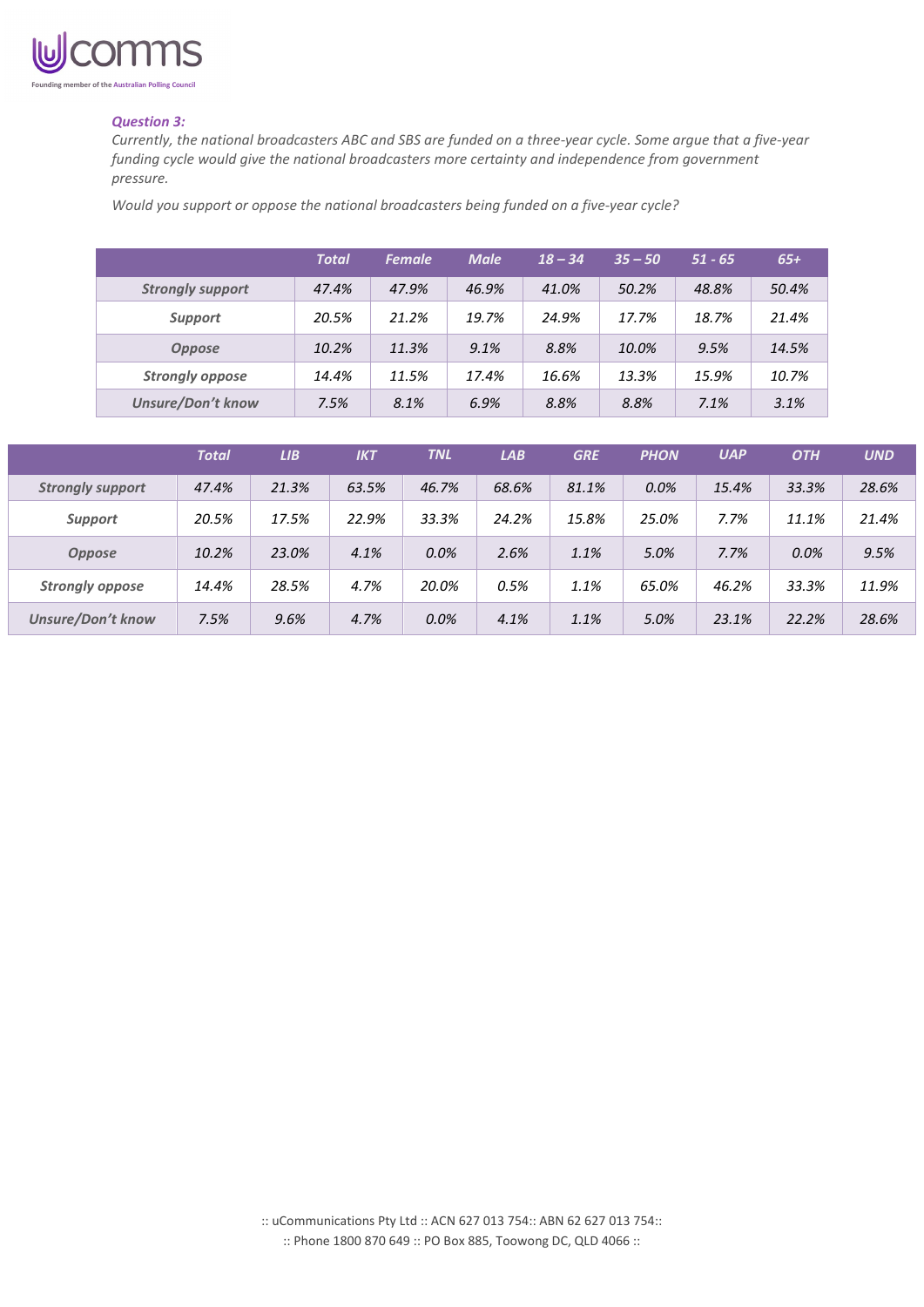***Question 3:***

*Currently, the national broadcasters ABC and SBS are funded on a three-year cycle. Some argue that a five-year funding cycle would give the national broadcasters more certainty and independence from government pressure.*

*Would you support or oppose the national broadcasters being funded on a five-year cycle?*

| | Total | Female | Male | 18 – 34 | 35 – 50 | 51 - 65 | 65+ |
|---|---|---|---|---|---|---|---|
| Strongly support | 47.4% | 47.9% | 46.9% | 41.0% | 50.2% | 48.8% | 50.4% |
| Support | 20.5% | 21.2% | 19.7% | 24.9% | 17.7% | 18.7% | 21.4% |
| Oppose | 10.2% | 11.3% | 9.1% | 8.8% | 10.0% | 9.5% | 14.5% |
| Strongly oppose | 14.4% | 11.5% | 17.4% | 16.6% | 13.3% | 15.9% | 10.7% |
| Unsure/Don't know | 7.5% | 8.1% | 6.9% | 8.8% | 8.8% | 7.1% | 3.1% |

| | Total | LIB | IKT | TNL | LAB | GRE | PHON | UAP | OTH | UND |
|---|---|---|---|---|---|---|---|---|---|---|
| Strongly support | 47.4% | 21.3% | 63.5% | 46.7% | 68.6% | 81.1% | 0.0% | 15.4% | 33.3% | 28.6% |
| Support | 20.5% | 17.5% | 22.9% | 33.3% | 24.2% | 15.8% | 25.0% | 7.7% | 11.1% | 21.4% |
| Oppose | 10.2% | 23.0% | 4.1% | 0.0% | 2.6% | 1.1% | 5.0% | 7.7% | 0.0% | 9.5% |
| Strongly oppose | 14.4% | 28.5% | 4.7% | 20.0% | 0.5% | 1.1% | 65.0% | 46.2% | 33.3% | 11.9% |
| Unsure/Don't know | 7.5% | 9.6% | 4.7% | 0.0% | 4.1% | 1.1% | 5.0% | 23.1% | 22.2% | 28.6% |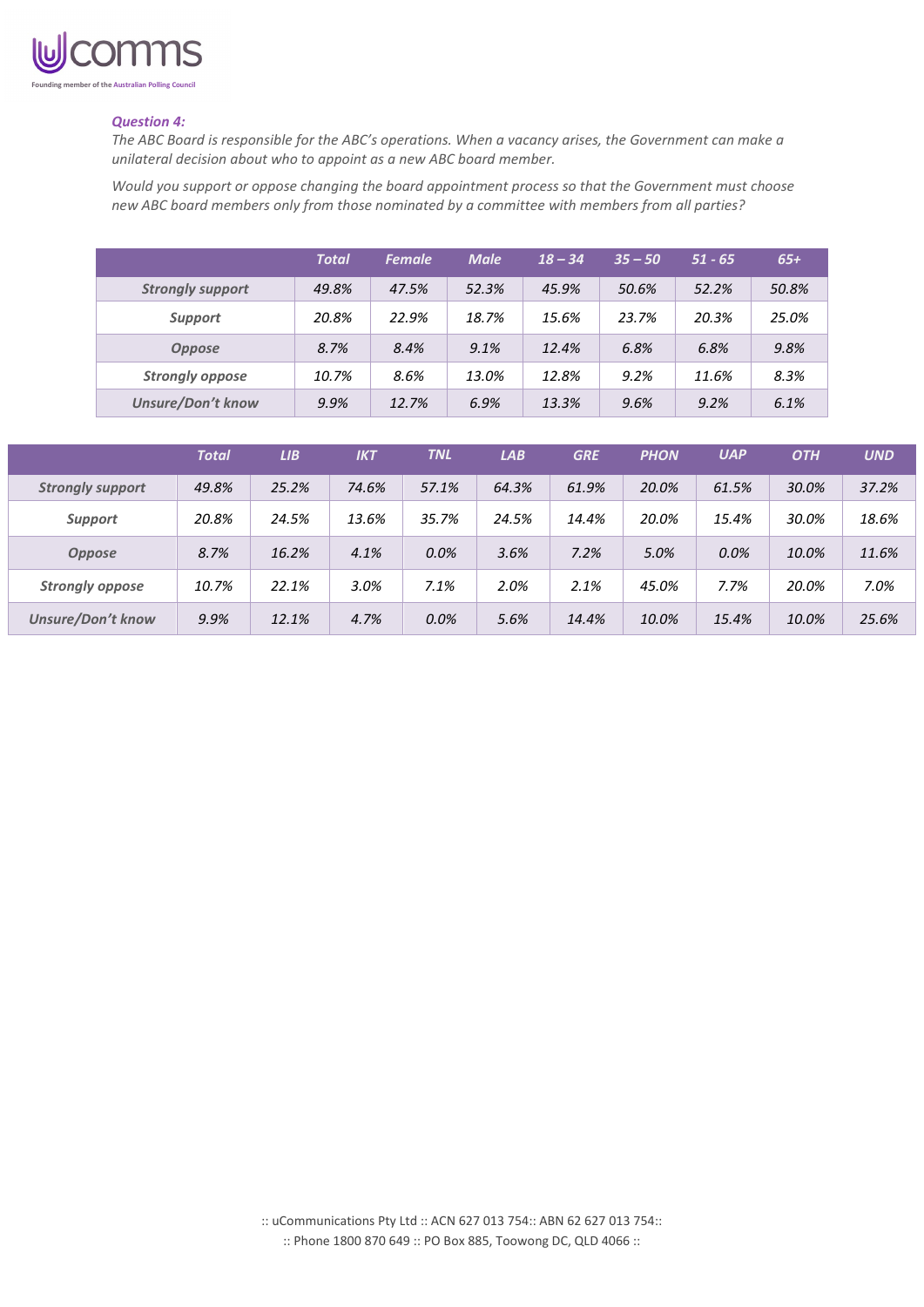***Question 4:***

*The ABC Board is responsible for the ABC's operations. When a vacancy arises, the Government can make a unilateral decision about who to appoint as a new ABC board member.*

*Would you support or oppose changing the board appointment process so that the Government must choose new ABC board members only from those nominated by a committee with members from all parties?*

| | Total | Female | Male | 18 – 34 | 35 – 50 | 51 - 65 | 65+ |
|---|---|---|---|---|---|---|---|
| Strongly support | 49.8% | 47.5% | 52.3% | 45.9% | 50.6% | 52.2% | 50.8% |
| Support | 20.8% | 22.9% | 18.7% | 15.6% | 23.7% | 20.3% | 25.0% |
| Oppose | 8.7% | 8.4% | 9.1% | 12.4% | 6.8% | 6.8% | 9.8% |
| Strongly oppose | 10.7% | 8.6% | 13.0% | 12.8% | 9.2% | 11.6% | 8.3% |
| Unsure/Don't know | 9.9% | 12.7% | 6.9% | 13.3% | 9.6% | 9.2% | 6.1% |

| | Total | LIB | IKT | TNL | LAB | GRE | PHON | UAP | OTH | UND |
|---|---|---|---|---|---|---|---|---|---|---|
| Strongly support | 49.8% | 25.2% | 74.6% | 57.1% | 64.3% | 61.9% | 20.0% | 61.5% | 30.0% | 37.2% |
| Support | 20.8% | 24.5% | 13.6% | 35.7% | 24.5% | 14.4% | 20.0% | 15.4% | 30.0% | 18.6% |
| Oppose | 8.7% | 16.2% | 4.1% | 0.0% | 3.6% | 7.2% | 5.0% | 0.0% | 10.0% | 11.6% |
| Strongly oppose | 10.7% | 22.1% | 3.0% | 7.1% | 2.0% | 2.1% | 45.0% | 7.7% | 20.0% | 7.0% |
| Unsure/Don't know | 9.9% | 12.1% | 4.7% | 0.0% | 5.6% | 14.4% | 10.0% | 15.4% | 10.0% | 25.6% |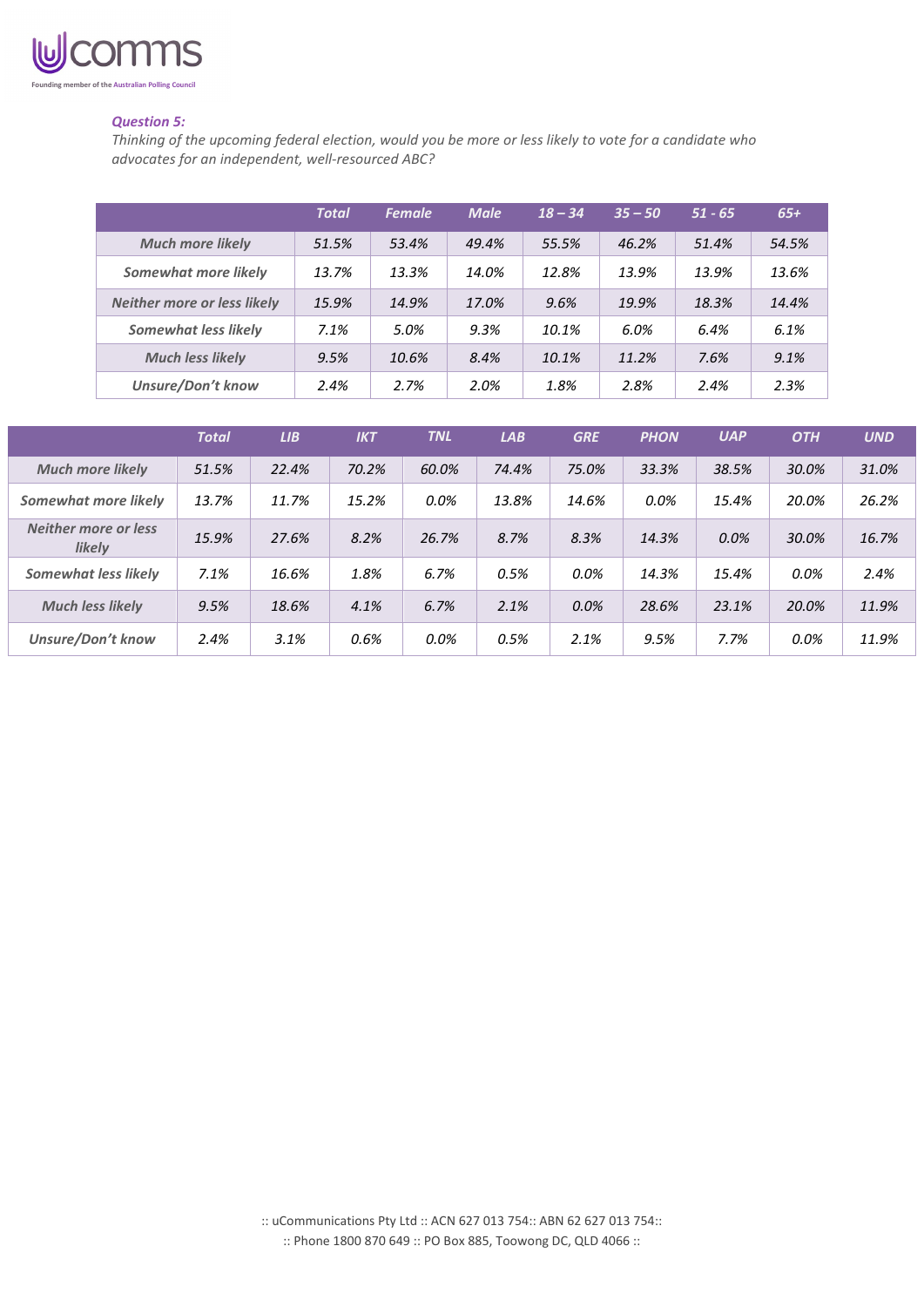***Question 5:***

*Thinking of the upcoming federal election, would you be more or less likely to vote for a candidate who advocates for an independent, well-resourced ABC?*

| | Total | Female | Male | 18 – 34 | 35 – 50 | 51 - 65 | 65+ |
|---|---|---|---|---|---|---|---|
| Much more likely | 51.5% | 53.4% | 49.4% | 55.5% | 46.2% | 51.4% | 54.5% |
| Somewhat more likely | 13.7% | 13.3% | 14.0% | 12.8% | 13.9% | 13.9% | 13.6% |
| Neither more or less likely | 15.9% | 14.9% | 17.0% | 9.6% | 19.9% | 18.3% | 14.4% |
| Somewhat less likely | 7.1% | 5.0% | 9.3% | 10.1% | 6.0% | 6.4% | 6.1% |
| Much less likely | 9.5% | 10.6% | 8.4% | 10.1% | 11.2% | 7.6% | 9.1% |
| Unsure/Don't know | 2.4% | 2.7% | 2.0% | 1.8% | 2.8% | 2.4% | 2.3% |

| | Total | LIB | IKT | TNL | LAB | GRE | PHON | UAP | OTH | UND |
|---|---|---|---|---|---|---|---|---|---|---|
| Much more likely | 51.5% | 22.4% | 70.2% | 60.0% | 74.4% | 75.0% | 33.3% | 38.5% | 30.0% | 31.0% |
| Somewhat more likely | 13.7% | 11.7% | 15.2% | 0.0% | 13.8% | 14.6% | 0.0% | 15.4% | 20.0% | 26.2% |
| Neither more or less likely | 15.9% | 27.6% | 8.2% | 26.7% | 8.7% | 8.3% | 14.3% | 0.0% | 30.0% | 16.7% |
| Somewhat less likely | 7.1% | 16.6% | 1.8% | 6.7% | 0.5% | 0.0% | 14.3% | 15.4% | 0.0% | 2.4% |
| Much less likely | 9.5% | 18.6% | 4.1% | 6.7% | 2.1% | 0.0% | 28.6% | 23.1% | 20.0% | 11.9% |
| Unsure/Don't know | 2.4% | 3.1% | 0.6% | 0.0% | 0.5% | 2.1% | 9.5% | 7.7% | 0.0% | 11.9% |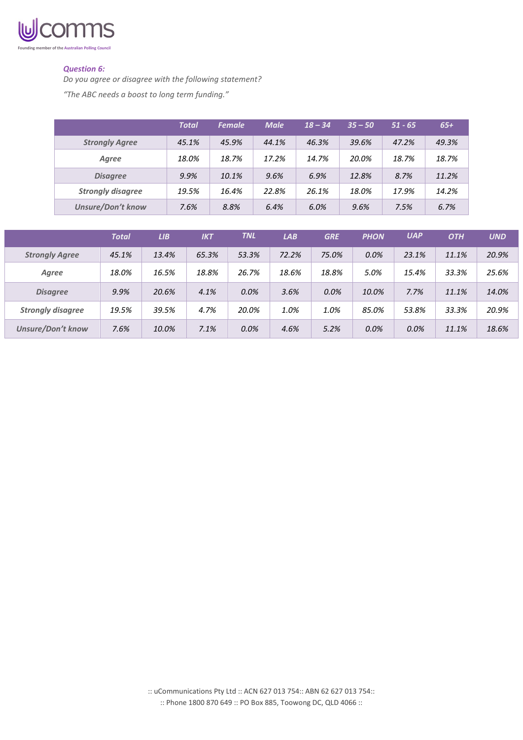***Question 6:***

*Do you agree or disagree with the following statement?*

*"The ABC needs a boost to long term funding."*

| | *Total* | *Female* | *Male* | *18 – 34* | *35 – 50* | *51 - 65* | *65+* |
|---|---|---|---|---|---|---|---|
| ***Strongly Agree*** | *45.1%* | *45.9%* | *44.1%* | *46.3%* | *39.6%* | *47.2%* | *49.3%* |
| ***Agree*** | *18.0%* | *18.7%* | *17.2%* | *14.7%* | *20.0%* | *18.7%* | *18.7%* |
| ***Disagree*** | *9.9%* | *10.1%* | *9.6%* | *6.9%* | *12.8%* | *8.7%* | *11.2%* |
| ***Strongly disagree*** | *19.5%* | *16.4%* | *22.8%* | *26.1%* | *18.0%* | *17.9%* | *14.2%* |
| ***Unsure/Don't know*** | *7.6%* | *8.8%* | *6.4%* | *6.0%* | *9.6%* | *7.5%* | *6.7%* |

| | *Total* | *LIB* | *IKT* | *TNL* | *LAB* | *GRE* | *PHON* | *UAP* | *OTH* | *UND* |
|---|---|---|---|---|---|---|---|---|---|---|
| ***Strongly Agree*** | *45.1%* | *13.4%* | *65.3%* | *53.3%* | *72.2%* | *75.0%* | *0.0%* | *23.1%* | *11.1%* | *20.9%* |
| ***Agree*** | *18.0%* | *16.5%* | *18.8%* | *26.7%* | *18.6%* | *18.8%* | *5.0%* | *15.4%* | *33.3%* | *25.6%* |
| ***Disagree*** | *9.9%* | *20.6%* | *4.1%* | *0.0%* | *3.6%* | *0.0%* | *10.0%* | *7.7%* | *11.1%* | *14.0%* |
| ***Strongly disagree*** | *19.5%* | *39.5%* | *4.7%* | *20.0%* | *1.0%* | *1.0%* | *85.0%* | *53.8%* | *33.3%* | *20.9%* |
| ***Unsure/Don't know*** | *7.6%* | *10.0%* | *7.1%* | *0.0%* | *4.6%* | *5.2%* | *0.0%* | *0.0%* | *11.1%* | *18.6%* |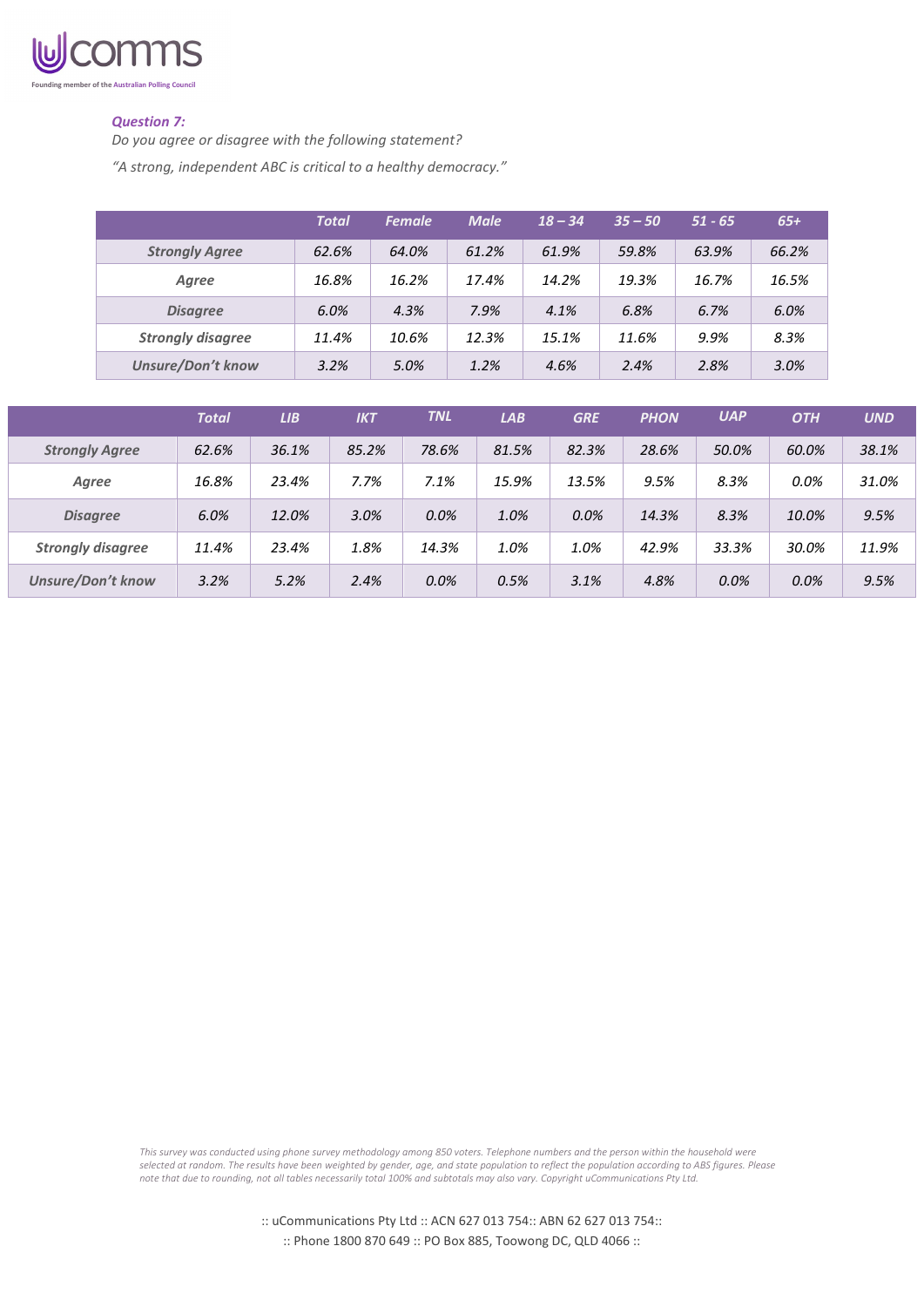***Question 7:***

*Do you agree or disagree with the following statement?*

*"A strong, independent ABC is critical to a healthy democracy."*

| | Total | Female | Male | 18 – 34 | 35 – 50 | 51 - 65 | 65+ |
|---|---|---|---|---|---|---|---|
| Strongly Agree | 62.6% | 64.0% | 61.2% | 61.9% | 59.8% | 63.9% | 66.2% |
| Agree | 16.8% | 16.2% | 17.4% | 14.2% | 19.3% | 16.7% | 16.5% |
| Disagree | 6.0% | 4.3% | 7.9% | 4.1% | 6.8% | 6.7% | 6.0% |
| Strongly disagree | 11.4% | 10.6% | 12.3% | 15.1% | 11.6% | 9.9% | 8.3% |
| Unsure/Don't know | 3.2% | 5.0% | 1.2% | 4.6% | 2.4% | 2.8% | 3.0% |

| | Total | LIB | IKT | TNL | LAB | GRE | PHON | UAP | OTH | UND |
|---|---|---|---|---|---|---|---|---|---|---|
| Strongly Agree | 62.6% | 36.1% | 85.2% | 78.6% | 81.5% | 82.3% | 28.6% | 50.0% | 60.0% | 38.1% |
| Agree | 16.8% | 23.4% | 7.7% | 7.1% | 15.9% | 13.5% | 9.5% | 8.3% | 0.0% | 31.0% |
| Disagree | 6.0% | 12.0% | 3.0% | 0.0% | 1.0% | 0.0% | 14.3% | 8.3% | 10.0% | 9.5% |
| Strongly disagree | 11.4% | 23.4% | 1.8% | 14.3% | 1.0% | 1.0% | 42.9% | 33.3% | 30.0% | 11.9% |
| Unsure/Don't know | 3.2% | 5.2% | 2.4% | 0.0% | 0.5% | 3.1% | 4.8% | 0.0% | 0.0% | 9.5% |

*This survey was conducted using phone survey methodology among 850 voters. Telephone numbers and the person within the household were selected at random. The results have been weighted by gender, age, and state population to reflect the population according to ABS figures. Please note that due to rounding, not all tables necessarily total 100% and subtotals may also vary. Copyright uCommunications Pty Ltd.*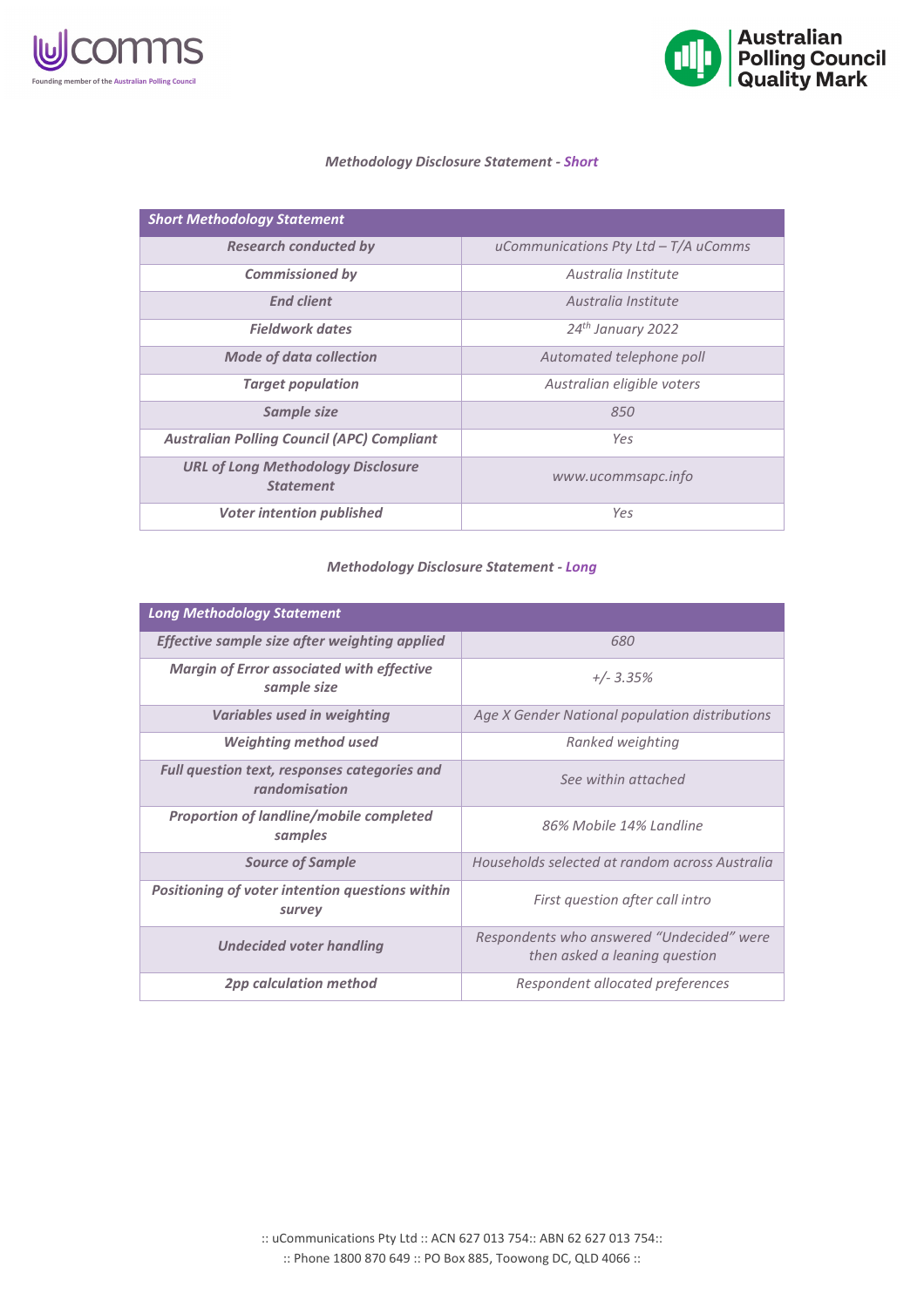*Methodology Disclosure Statement - Short*

| *Short Methodology Statement* | |
|---|---|
| ***Research conducted by*** | *uCommunications Pty Ltd – T/A uComms* |
| ***Commissioned by*** | *Australia Institute* |
| ***End client*** | *Australia Institute* |
| ***Fieldwork dates*** | *24th January 2022* |
| ***Mode of data collection*** | *Automated telephone poll* |
| ***Target population*** | *Australian eligible voters* |
| ***Sample size*** | *850* |
| ***Australian Polling Council (APC) Compliant*** | *Yes* |
| ***URL of Long Methodology Disclosure Statement*** | *www.ucommsapc.info* |
| ***Voter intention published*** | *Yes* |

*Methodology Disclosure Statement - Long*

| *Long Methodology Statement* | |
|---|---|
| ***Effective sample size after weighting applied*** | *680* |
| ***Margin of Error associated with effective sample size*** | *+/- 3.35%* |
| ***Variables used in weighting*** | *Age X Gender National population distributions* |
| ***Weighting method used*** | *Ranked weighting* |
| ***Full question text, responses categories and randomisation*** | *See within attached* |
| ***Proportion of landline/mobile completed samples*** | *86% Mobile 14% Landline* |
| ***Source of Sample*** | *Households selected at random across Australia* |
| ***Positioning of voter intention questions within survey*** | *First question after call intro* |
| ***Undecided voter handling*** | *Respondents who answered "Undecided" were then asked a leaning question* |
| ***2pp calculation method*** | *Respondent allocated preferences* |

:: uCommunications Pty Ltd :: ACN 627 013 754:: ABN 62 627 013 754::
:: Phone 1800 870 649 :: PO Box 885, Toowong DC, QLD 4066 ::